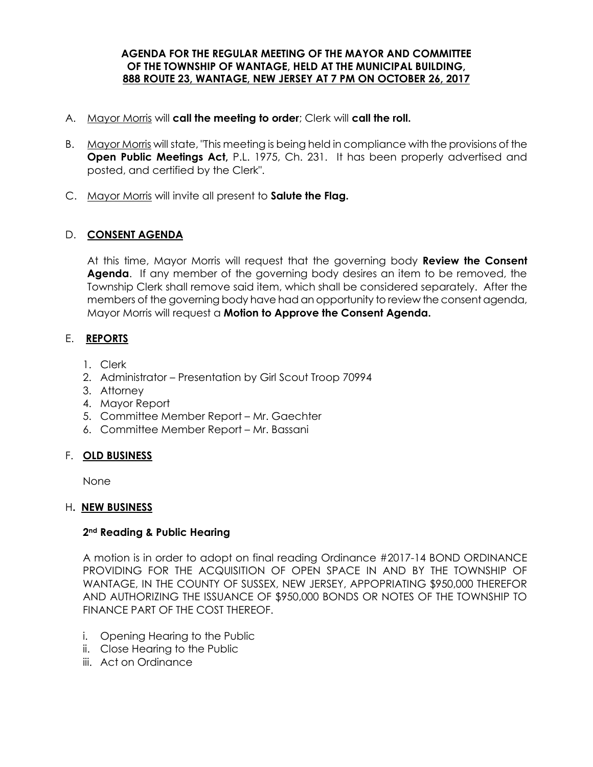**AGENDA FOR THE REGULAR MEETING OF THE MAYOR AND COMMITTEE OF THE TOWNSHIP OF WANTAGE, HELD AT THE MUNICIPAL BUILDING, 888 ROUTE 23, WANTAGE, NEW JERSEY AT 7 PM ON OCTOBER 26, 2017**

A. Mayor Morris will **call the meeting to order**; Clerk will **call the roll.**

B. Mayor Morris will state, "This meeting is being held in compliance with the provisions of the **Open Public Meetings Act,** P.L. 1975, Ch. 231. It has been properly advertised and posted, and certified by the Clerk".

C. Mayor Morris will invite all present to **Salute the Flag.**

## D. CONSENT AGENDA

At this time, Mayor Morris will request that the governing body **Review the Consent Agenda**. If any member of the governing body desires an item to be removed, the Township Clerk shall remove said item, which shall be considered separately. After the members of the governing body have had an opportunity to review the consent agenda, Mayor Morris will request a **Motion to Approve the Consent Agenda.**

## E. REPORTS

1. Clerk
2. Administrator – Presentation by Girl Scout Troop 70994
3. Attorney
4. Mayor Report
5. Committee Member Report – Mr. Gaechter
6. Committee Member Report – Mr. Bassani

## F. OLD BUSINESS

None

## H. NEW BUSINESS

### 2nd Reading & Public Hearing

A motion is in order to adopt on final reading Ordinance #2017-14 BOND ORDINANCE PROVIDING FOR THE ACQUISITION OF OPEN SPACE IN AND BY THE TOWNSHIP OF WANTAGE, IN THE COUNTY OF SUSSEX, NEW JERSEY, APPOPRIATING $950,000 THEREFOR AND AUTHORIZING THE ISSUANCE OF $950,000 BONDS OR NOTES OF THE TOWNSHIP TO FINANCE PART OF THE COST THEREOF.

i. Opening Hearing to the Public
ii. Close Hearing to the Public
iii. Act on Ordinance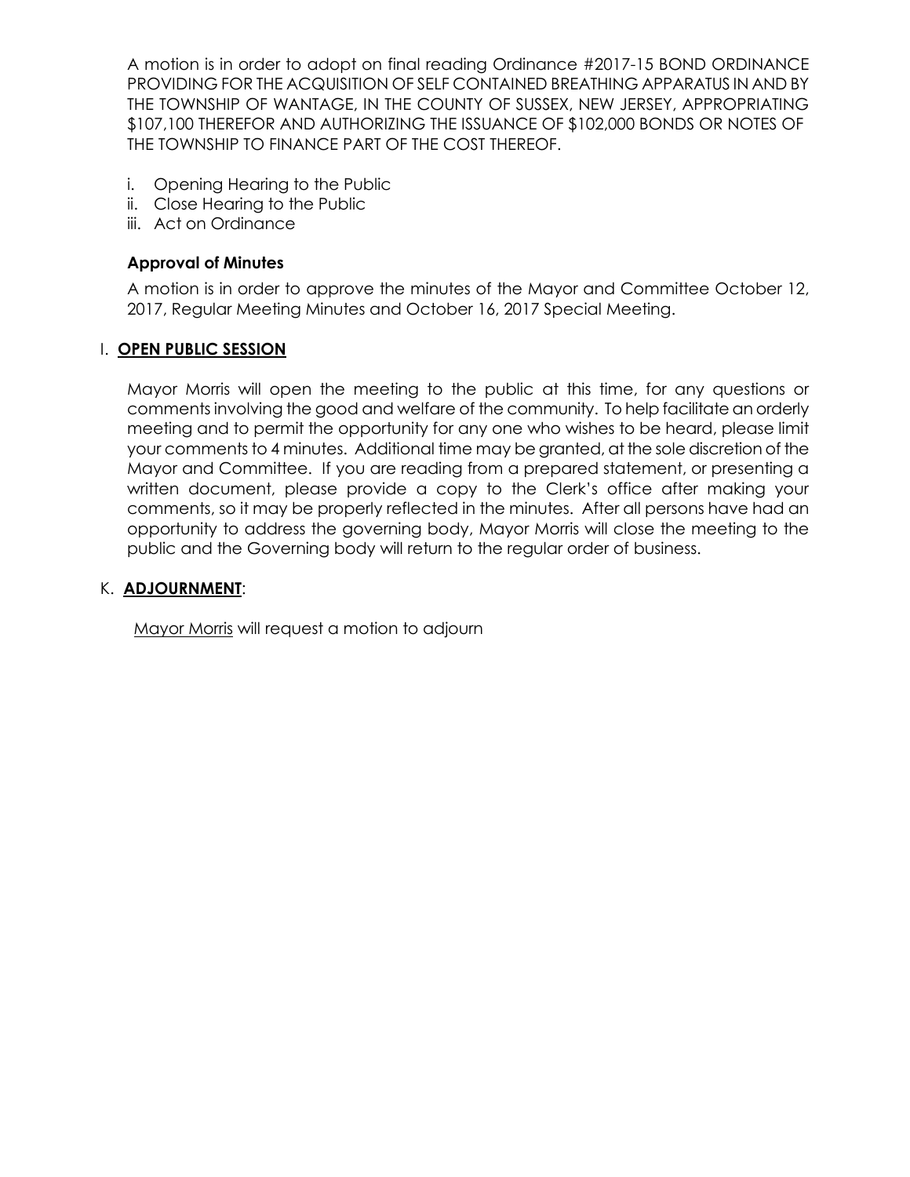A motion is in order to adopt on final reading Ordinance #2017-15 BOND ORDINANCE PROVIDING FOR THE ACQUISITION OF SELF CONTAINED BREATHING APPARATUS IN AND BY THE TOWNSHIP OF WANTAGE, IN THE COUNTY OF SUSSEX, NEW JERSEY, APPROPRIATING $107,100 THEREFOR AND AUTHORIZING THE ISSUANCE OF $102,000 BONDS OR NOTES OF THE TOWNSHIP TO FINANCE PART OF THE COST THEREOF.

i. Opening Hearing to the Public
ii. Close Hearing to the Public
iii. Act on Ordinance

**Approval of Minutes**

A motion is in order to approve the minutes of the Mayor and Committee October 12, 2017, Regular Meeting Minutes and October 16, 2017 Special Meeting.

## I. OPEN PUBLIC SESSION

Mayor Morris will open the meeting to the public at this time, for any questions or comments involving the good and welfare of the community. To help facilitate an orderly meeting and to permit the opportunity for any one who wishes to be heard, please limit your comments to 4 minutes. Additional time may be granted, at the sole discretion of the Mayor and Committee. If you are reading from a prepared statement, or presenting a written document, please provide a copy to the Clerk's office after making your comments, so it may be properly reflected in the minutes. After all persons have had an opportunity to address the governing body, Mayor Morris will close the meeting to the public and the Governing body will return to the regular order of business.

## K. ADJOURNMENT:

Mayor Morris will request a motion to adjourn